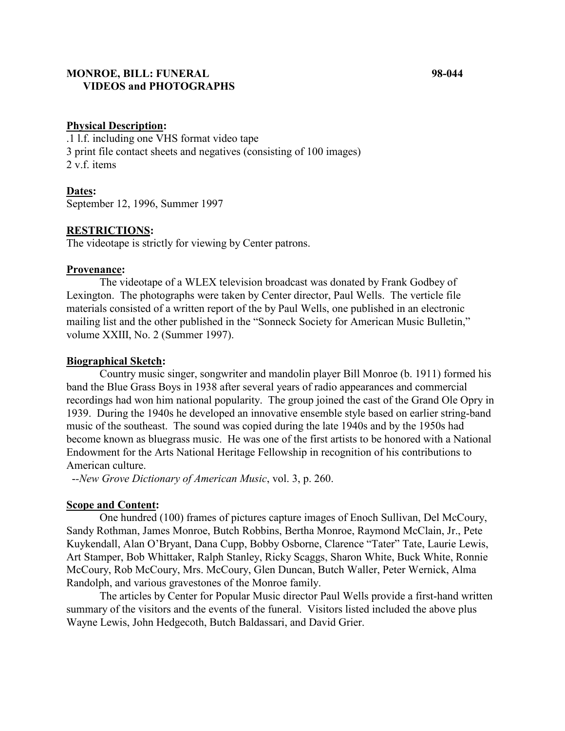**MONROE, BILL: FUNERAL VIDEOS and PHOTOGRAPHS** **98-044**

**Physical Description:**

.1 l.f. including one VHS format video tape
3 print file contact sheets and negatives (consisting of 100 images)
2 v.f. items

**Dates:**

September 12, 1996, Summer 1997

**RESTRICTIONS:**

The videotape is strictly for viewing by Center patrons.

**Provenance:**

The videotape of a WLEX television broadcast was donated by Frank Godbey of Lexington. The photographs were taken by Center director, Paul Wells. The verticle file materials consisted of a written report of the by Paul Wells, one published in an electronic mailing list and the other published in the "Sonneck Society for American Music Bulletin," volume XXIII, No. 2 (Summer 1997).

**Biographical Sketch:**

Country music singer, songwriter and mandolin player Bill Monroe (b. 1911) formed his band the Blue Grass Boys in 1938 after several years of radio appearances and commercial recordings had won him national popularity. The group joined the cast of the Grand Ole Opry in 1939. During the 1940s he developed an innovative ensemble style based on earlier string-band music of the southeast. The sound was copied during the late 1940s and by the 1950s had become known as bluegrass music. He was one of the first artists to be honored with a National Endowment for the Arts National Heritage Fellowship in recognition of his contributions to American culture.

--*New Grove Dictionary of American Music*, vol. 3, p. 260.

**Scope and Content:**

One hundred (100) frames of pictures capture images of Enoch Sullivan, Del McCoury, Sandy Rothman, James Monroe, Butch Robbins, Bertha Monroe, Raymond McClain, Jr., Pete Kuykendall, Alan O'Bryant, Dana Cupp, Bobby Osborne, Clarence "Tater" Tate, Laurie Lewis, Art Stamper, Bob Whittaker, Ralph Stanley, Ricky Scaggs, Sharon White, Buck White, Ronnie McCoury, Rob McCoury, Mrs. McCoury, Glen Duncan, Butch Waller, Peter Wernick, Alma Randolph, and various gravestones of the Monroe family.

The articles by Center for Popular Music director Paul Wells provide a first-hand written summary of the visitors and the events of the funeral. Visitors listed included the above plus Wayne Lewis, John Hedgecoth, Butch Baldassari, and David Grier.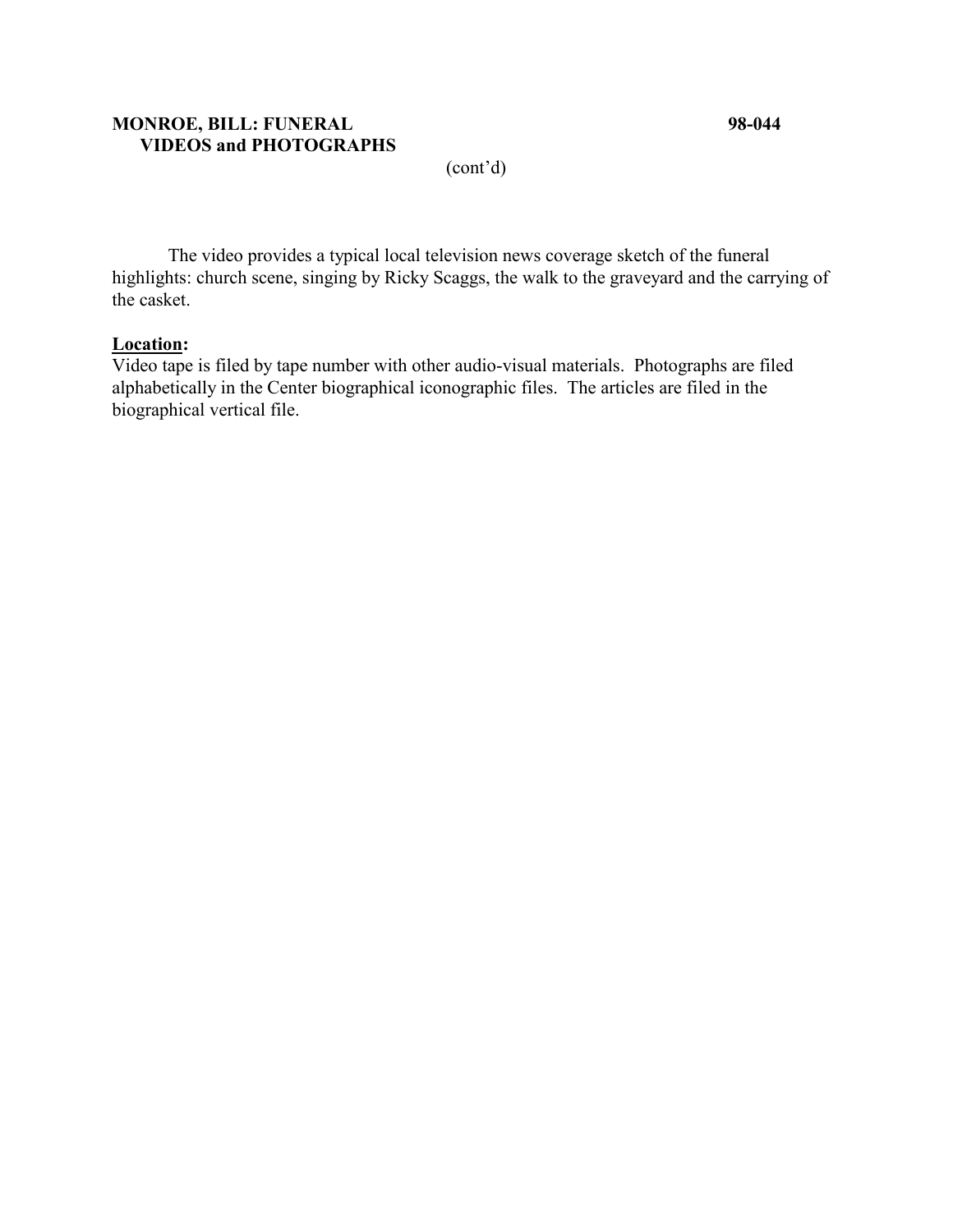**MONROE, BILL: FUNERAL** **98-044**
**VIDEOS and PHOTOGRAPHS**

(cont'd)

The video provides a typical local television news coverage sketch of the funeral highlights: church scene, singing by Ricky Scaggs, the walk to the graveyard and the carrying of the casket.

**Location:**

Video tape is filed by tape number with other audio-visual materials. Photographs are filed alphabetically in the Center biographical iconographic files. The articles are filed in the biographical vertical file.